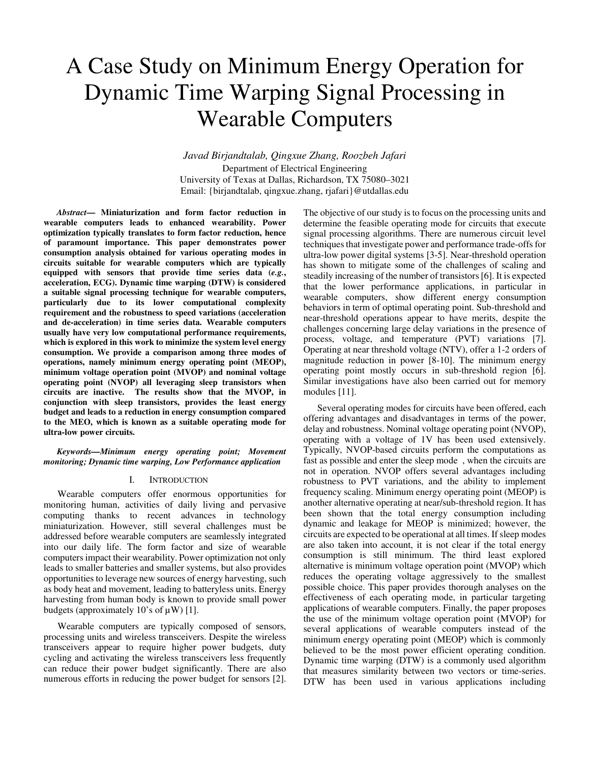# A Case Study on Minimum Energy Operation for Dynamic Time Warping Signal Processing in Wearable Computers

*Javad Birjandtalab, Qingxue Zhang, Roozbeh Jafari*

Department of Electrical Engineering
University of Texas at Dallas, Richardson, TX 75080–3021
Email: {birjandtalab, qingxue.zhang, rjafari}@utdallas.edu

***Abstract*— Miniaturization and form factor reduction in wearable computers leads to enhanced wearability. Power optimization typically translates to form factor reduction, hence of paramount importance. This paper demonstrates power consumption analysis obtained for various operating modes in circuits suitable for wearable computers which are typically equipped with sensors that provide time series data (*e.g.*, acceleration, ECG). Dynamic time warping (DTW) is considered a suitable signal processing technique for wearable computers, particularly due to its lower computational complexity requirement and the robustness to speed variations (acceleration and de-acceleration) in time series data. Wearable computers usually have very low computational performance requirements, which is explored in this work to minimize the system level energy consumption. We provide a comparison among three modes of operations, namely minimum energy operating point (MEOP), minimum voltage operation point (MVOP) and nominal voltage operating point (NVOP) all leveraging sleep transistors when circuits are inactive. The results show that the MVOP, in conjunction with sleep transistors, provides the least energy budget and leads to a reduction in energy consumption compared to the MEO, which is known as a suitable operating mode for ultra-low power circuits.**

***Keywords—Minimum energy operating point; Movement monitoring; Dynamic time warping, Low Performance application***

## I. Introduction

Wearable computers offer enormous opportunities for monitoring human, activities of daily living and pervasive computing thanks to recent advances in technology miniaturization. However, still several challenges must be addressed before wearable computers are seamlessly integrated into our daily life. The form factor and size of wearable computers impact their wearability. Power optimization not only leads to smaller batteries and smaller systems, but also provides opportunities to leverage new sources of energy harvesting, such as body heat and movement, leading to batteryless units. Energy harvesting from human body is known to provide small power budgets (approximately 10's of µW) [1].

Wearable computers are typically composed of sensors, processing units and wireless transceivers. Despite the wireless transceivers appear to require higher power budgets, duty cycling and activating the wireless transceivers less frequently can reduce their power budget significantly. There are also numerous efforts in reducing the power budget for sensors [2]. The objective of our study is to focus on the processing units and determine the feasible operating mode for circuits that execute signal processing algorithms. There are numerous circuit level techniques that investigate power and performance trade-offs for ultra-low power digital systems [3-5]. Near-threshold operation has shown to mitigate some of the challenges of scaling and steadily increasing of the number of transistors [6]. It is expected that the lower performance applications, in particular in wearable computers, show different energy consumption behaviors in term of optimal operating point. Sub-threshold and near-threshold operations appear to have merits, despite the challenges concerning large delay variations in the presence of process, voltage, and temperature (PVT) variations [7]. Operating at near threshold voltage (NTV), offer a 1-2 orders of magnitude reduction in power [8-10]. The minimum energy operating point mostly occurs in sub-threshold region [6]. Similar investigations have also been carried out for memory modules [11].

Several operating modes for circuits have been offered, each offering advantages and disadvantages in terms of the power, delay and robustness. Nominal voltage operating point (NVOP), operating with a voltage of 1V has been used extensively. Typically, NVOP-based circuits perform the computations as fast as possible and enter the sleep mode , when the circuits are not in operation. NVOP offers several advantages including robustness to PVT variations, and the ability to implement frequency scaling. Minimum energy operating point (MEOP) is another alternative operating at near/sub-threshold region. It has been shown that the total energy consumption including dynamic and leakage for MEOP is minimized; however, the circuits are expected to be operational at all times. If sleep modes are also taken into account, it is not clear if the total energy consumption is still minimum. The third least explored alternative is minimum voltage operation point (MVOP) which reduces the operating voltage aggressively to the smallest possible choice. This paper provides thorough analyses on the effectiveness of each operating mode, in particular targeting applications of wearable computers. Finally, the paper proposes the use of the minimum voltage operation point (MVOP) for several applications of wearable computers instead of the minimum energy operating point (MEOP) which is commonly believed to be the most power efficient operating condition. Dynamic time warping (DTW) is a commonly used algorithm that measures similarity between two vectors or time-series. DTW has been used in various applications including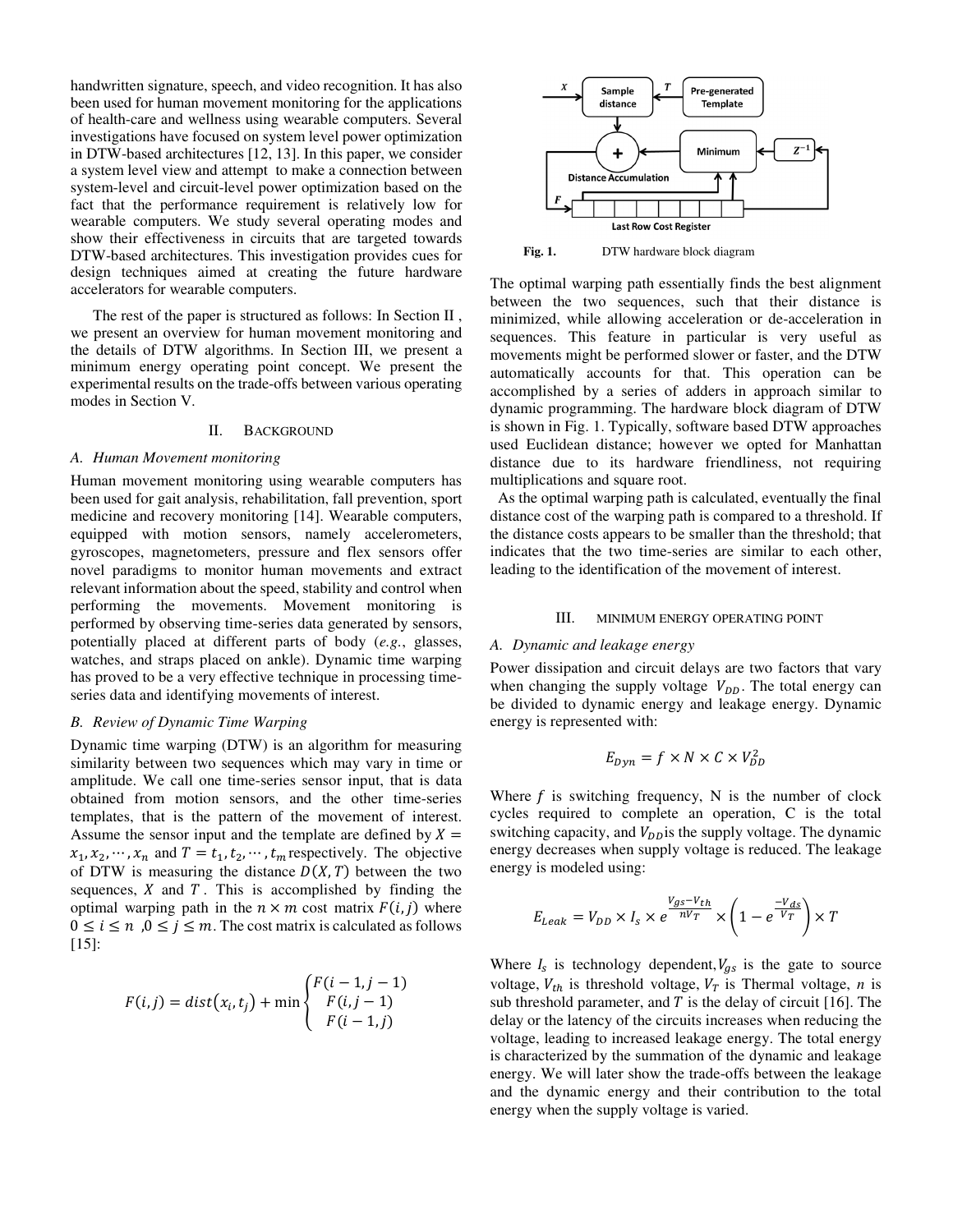handwritten signature, speech, and video recognition. It has also been used for human movement monitoring for the applications of health-care and wellness using wearable computers. Several investigations have focused on system level power optimization in DTW-based architectures [12, 13]. In this paper, we consider a system level view and attempt to make a connection between system-level and circuit-level power optimization based on the fact that the performance requirement is relatively low for wearable computers. We study several operating modes and show their effectiveness in circuits that are targeted towards DTW-based architectures. This investigation provides cues for design techniques aimed at creating the future hardware accelerators for wearable computers.

The rest of the paper is structured as follows: In Section II , we present an overview for human movement monitoring and the details of DTW algorithms. In Section III, we present a minimum energy operating point concept. We present the experimental results on the trade-offs between various operating modes in Section V.

## II. BACKGROUND

### A. Human Movement monitoring

Human movement monitoring using wearable computers has been used for gait analysis, rehabilitation, fall prevention, sport medicine and recovery monitoring [14]. Wearable computers, equipped with motion sensors, namely accelerometers, gyroscopes, magnetometers, pressure and flex sensors offer novel paradigms to monitor human movements and extract relevant information about the speed, stability and control when performing the movements. Movement monitoring is performed by observing time-series data generated by sensors, potentially placed at different parts of body (*e.g.*, glasses, watches, and straps placed on ankle). Dynamic time warping has proved to be a very effective technique in processing time-series data and identifying movements of interest.

### B. Review of Dynamic Time Warping

Dynamic time warping (DTW) is an algorithm for measuring similarity between two sequences which may vary in time or amplitude. We call one time-series sensor input, that is data obtained from motion sensors, and the other time-series templates, that is the pattern of the movement of interest. Assume the sensor input and the template are defined by $X = x_1, x_2, \cdots, x_n$ and $T = t_1, t_2, \cdots, t_m$ respectively. The objective of DTW is measuring the distance $D(X, T)$ between the two sequences, $X$ and $T$. This is accomplished by finding the optimal warping path in the $n \times m$ cost matrix $F(i, j)$ where $0 \leq i \leq n$ ,$0 \leq j \leq m$. The cost matrix is calculated as follows [15]:

$$F(i,j) = dist(x_i, t_j) + \min \begin{cases} F(i-1, j-1) \\ F(i, j-1) \\ F(i-1, j) \end{cases}$$

Fig. 1. DTW hardware block diagram

The optimal warping path essentially finds the best alignment between the two sequences, such that their distance is minimized, while allowing acceleration or de-acceleration in sequences. This feature in particular is very useful as movements might be performed slower or faster, and the DTW automatically accounts for that. This operation can be accomplished by a series of adders in approach similar to dynamic programming. The hardware block diagram of DTW is shown in Fig. 1. Typically, software based DTW approaches used Euclidean distance; however we opted for Manhattan distance due to its hardware friendliness, not requiring multiplications and square root.

As the optimal warping path is calculated, eventually the final distance cost of the warping path is compared to a threshold. If the distance costs appears to be smaller than the threshold; that indicates that the two time-series are similar to each other, leading to the identification of the movement of interest.

## III. MINIMUM ENERGY OPERATING POINT

### A. Dynamic and leakage energy

Power dissipation and circuit delays are two factors that vary when changing the supply voltage $V_{DD}$. The total energy can be divided to dynamic energy and leakage energy. Dynamic energy is represented with:

$$E_{Dyn} = f \times N \times C \times V_{DD}^2$$

Where $f$ is switching frequency, N is the number of clock cycles required to complete an operation, C is the total switching capacity, and $V_{DD}$ is the supply voltage. The dynamic energy decreases when supply voltage is reduced. The leakage energy is modeled using:

$$E_{Leak} = V_{DD} \times I_s \times e^{\frac{V_{gs} - V_{th}}{nV_T}} \times \left(1 - e^{\frac{-V_{ds}}{V_T}}\right) \times T$$

Where $I_s$ is technology dependent, $V_{gs}$ is the gate to source voltage, $V_{th}$ is threshold voltage, $V_T$ is Thermal voltage, $n$ is sub threshold parameter, and $T$ is the delay of circuit [16]. The delay or the latency of the circuits increases when reducing the voltage, leading to increased leakage energy. The total energy is characterized by the summation of the dynamic and leakage energy. We will later show the trade-offs between the leakage and the dynamic energy and their contribution to the total energy when the supply voltage is varied.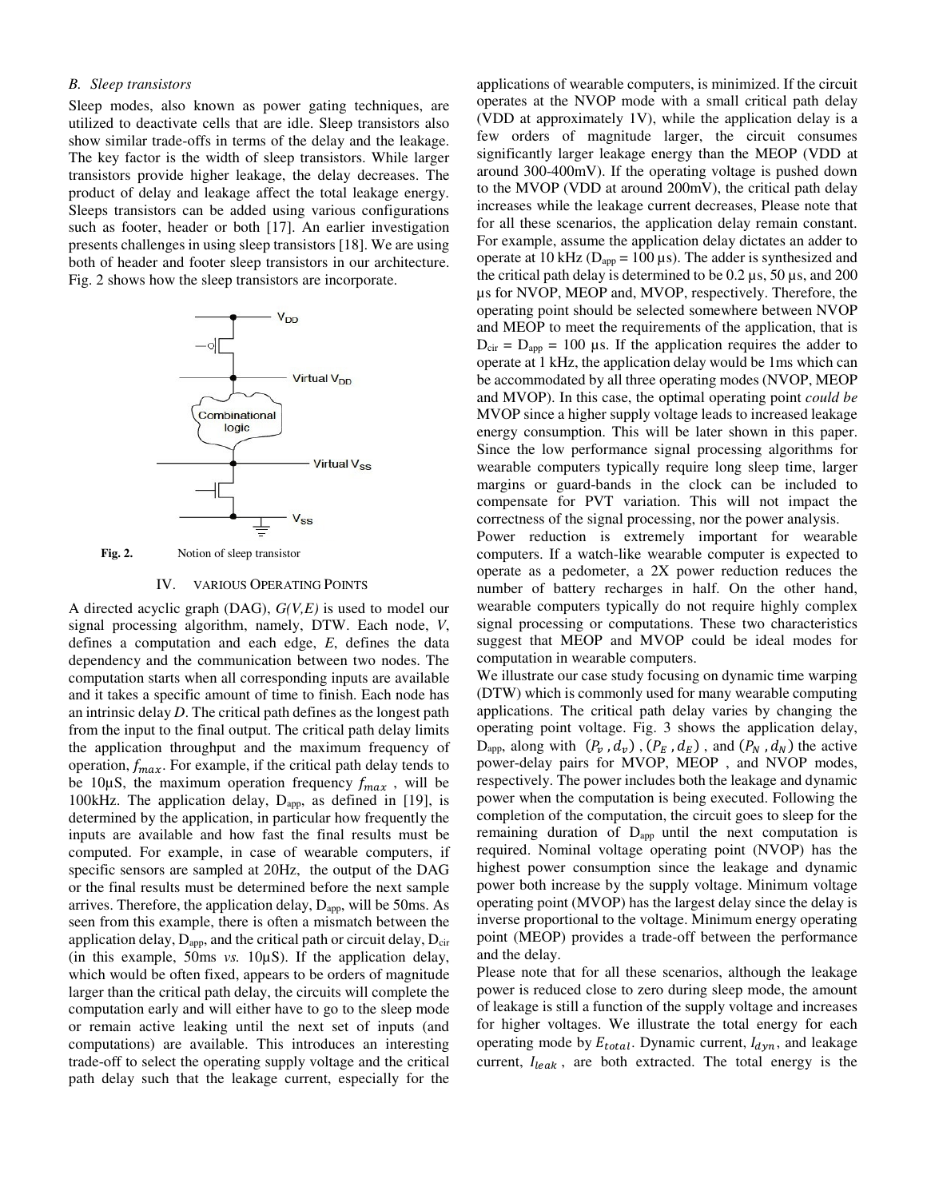### B. Sleep transistors

Sleep modes, also known as power gating techniques, are utilized to deactivate cells that are idle. Sleep transistors also show similar trade-offs in terms of the delay and the leakage. The key factor is the width of sleep transistors. While larger transistors provide higher leakage, the delay decreases. The product of delay and leakage affect the total leakage energy. Sleeps transistors can be added using various configurations such as footer, header or both [17]. An earlier investigation presents challenges in using sleep transistors [18]. We are using both of header and footer sleep transistors in our architecture. Fig. 2 shows how the sleep transistors are incorporate.

$V_{DD}$

Virtual $V_{DD}$

Combinational logic

Virtual $V_{SS}$

$V_{SS}$

**Fig. 2.** Notion of sleep transistor

## IV. VARIOUS OPERATING POINTS

A directed acyclic graph (DAG), *G(V,E)* is used to model our signal processing algorithm, namely, DTW. Each node, *V*, defines a computation and each edge, *E*, defines the data dependency and the communication between two nodes. The computation starts when all corresponding inputs are available and it takes a specific amount of time to finish. Each node has an intrinsic delay *D*. The critical path defines as the longest path from the input to the final output. The critical path delay limits the application throughput and the maximum frequency of operation, $f_{max}$. For example, if the critical path delay tends to be 10µS, the maximum operation frequency $f_{max}$ , will be 100kHz. The application delay, $D_{app}$, as defined in [19], is determined by the application, in particular how frequently the inputs are available and how fast the final results must be computed. For example, in case of wearable computers, if specific sensors are sampled at 20Hz, the output of the DAG or the final results must be determined before the next sample arrives. Therefore, the application delay, $D_{app}$, will be 50ms. As seen from this example, there is often a mismatch between the application delay, $D_{app}$, and the critical path or circuit delay, $D_{cir}$ (in this example, 50ms *vs.* 10µS). If the application delay, which would be often fixed, appears to be orders of magnitude larger than the critical path delay, the circuits will complete the computation early and will either have to go to the sleep mode or remain active leaking until the next set of inputs (and computations) are available. This introduces an interesting trade-off to select the operating supply voltage and the critical path delay such that the leakage current, especially for the applications of wearable computers, is minimized. If the circuit operates at the NVOP mode with a small critical path delay (VDD at approximately 1V), while the application delay is a few orders of magnitude larger, the circuit consumes significantly larger leakage energy than the MEOP (VDD at around 300-400mV). If the operating voltage is pushed down to the MVOP (VDD at around 200mV), the critical path delay increases while the leakage current decreases, Please note that for all these scenarios, the application delay remain constant. For example, assume the application delay dictates an adder to operate at 10 kHz ($D_{app}$ = 100 µs). The adder is synthesized and the critical path delay is determined to be 0.2 µs, 50 µs, and 200 µs for NVOP, MEOP and, MVOP, respectively. Therefore, the operating point should be selected somewhere between NVOP and MEOP to meet the requirements of the application, that is $D_{cir}$ = $D_{app}$ = 100 µs. If the application requires the adder to operate at 1 kHz, the application delay would be 1ms which can be accommodated by all three operating modes (NVOP, MEOP and MVOP). In this case, the optimal operating point *could be* MVOP since a higher supply voltage leads to increased leakage energy consumption. This will be later shown in this paper. Since the low performance signal processing algorithms for wearable computers typically require long sleep time, larger margins or guard-bands in the clock can be included to compensate for PVT variation. This will not impact the correctness of the signal processing, nor the power analysis.

Power reduction is extremely important for wearable computers. If a watch-like wearable computer is expected to operate as a pedometer, a 2X power reduction reduces the number of battery recharges in half. On the other hand, wearable computers typically do not require highly complex signal processing or computations. These two characteristics suggest that MEOP and MVOP could be ideal modes for computation in wearable computers.

We illustrate our case study focusing on dynamic time warping (DTW) which is commonly used for many wearable computing applications. The critical path delay varies by changing the operating point voltage. Fig. 3 shows the application delay, $D_{app}$, along with $(P_v , d_v)$ , $(P_E , d_E)$ , and $(P_N , d_N)$ the active power-delay pairs for MVOP, MEOP , and NVOP modes, respectively. The power includes both the leakage and dynamic power when the computation is being executed. Following the completion of the computation, the circuit goes to sleep for the remaining duration of $D_{app}$ until the next computation is required. Nominal voltage operating point (NVOP) has the highest power consumption since the leakage and dynamic power both increase by the supply voltage. Minimum voltage operating point (MVOP) has the largest delay since the delay is inverse proportional to the voltage. Minimum energy operating point (MEOP) provides a trade-off between the performance and the delay.

Please note that for all these scenarios, although the leakage power is reduced close to zero during sleep mode, the amount of leakage is still a function of the supply voltage and increases for higher voltages. We illustrate the total energy for each operating mode by $E_{total}$. Dynamic current, $I_{dyn}$, and leakage current, $I_{leak}$ , are both extracted. The total energy is the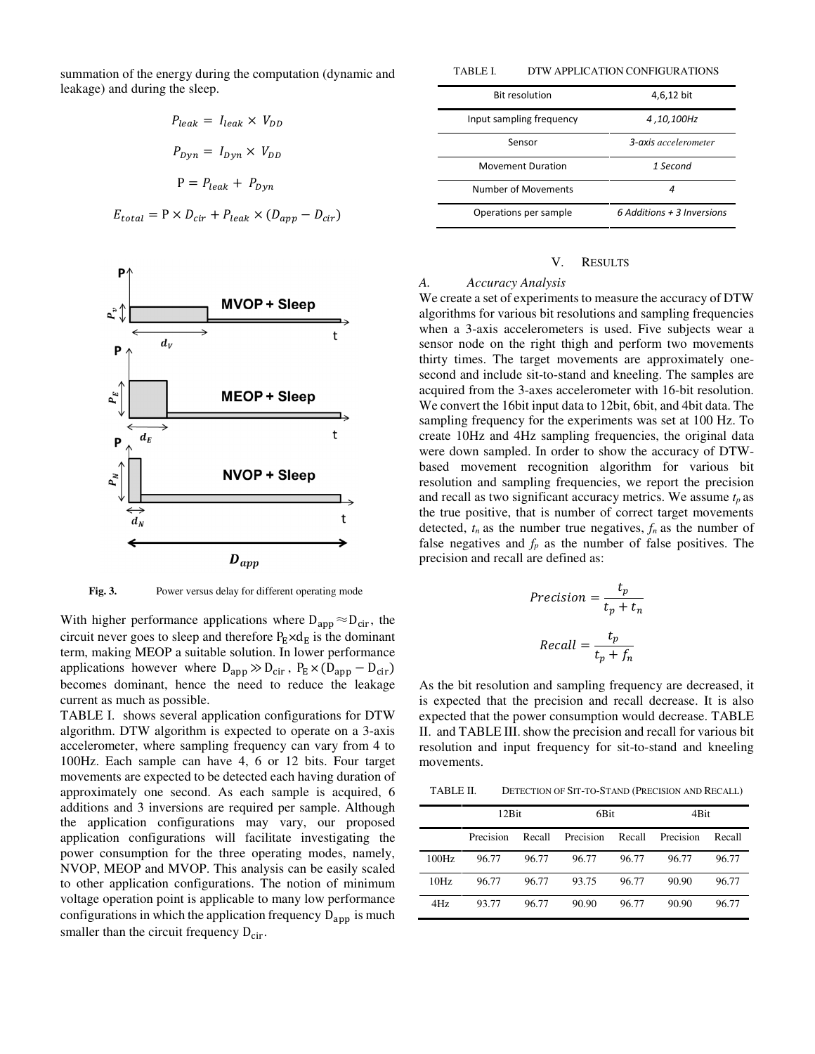summation of the energy during the computation (dynamic and leakage) and during the sleep.

$$P_{leak} = I_{leak} \times V_{DD}$$

$$P_{Dyn} = I_{Dyn} \times V_{DD}$$

$$\text{P} = P_{leak} + P_{Dyn}$$

$$E_{total} = \text{P} \times D_{cir} + P_{leak} \times (D_{app} - D_{cir})$$

**Fig. 3.** Power versus delay for different operating mode

With higher performance applications where $D_{app} \approx D_{cir}$, the circuit never goes to sleep and therefore $P_E \times d_E$ is the dominant term, making MEOP a suitable solution. In lower performance applications however where $D_{app} \gg D_{cir}$, $P_E \times (D_{app} - D_{cir})$ becomes dominant, hence the need to reduce the leakage current as much as possible.

TABLE I. shows several application configurations for DTW algorithm. DTW algorithm is expected to operate on a 3-axis accelerometer, where sampling frequency can vary from 4 to 100Hz. Each sample can have 4, 6 or 12 bits. Four target movements are expected to be detected each having duration of approximately one second. As each sample is acquired, 6 additions and 3 inversions are required per sample. Although the application configurations may vary, our proposed application configurations will facilitate investigating the power consumption for the three operating modes, namely, NVOP, MEOP and MVOP. This analysis can be easily scaled to other application configurations. The notion of minimum voltage operation point is applicable to many low performance configurations in which the application frequency $D_{app}$ is much smaller than the circuit frequency $D_{cir}$.

TABLE I. DTW APPLICATION CONFIGURATIONS

| Bit resolution | 4,6,12 bit |
|---|---|
| Input sampling frequency | *4 ,10,100Hz* |
| Sensor | *3-axis accelerometer* |
| Movement Duration | *1 Second* |
| Number of Movements | *4* |
| Operations per sample | *6 Additions + 3 Inversions* |

## V. RESULTS

### *A. Accuracy Analysis*

We create a set of experiments to measure the accuracy of DTW algorithms for various bit resolutions and sampling frequencies when a 3-axis accelerometers is used. Five subjects wear a sensor node on the right thigh and perform two movements thirty times. The target movements are approximately one-second and include sit-to-stand and kneeling. The samples are acquired from the 3-axes accelerometer with 16-bit resolution. We convert the 16bit input data to 12bit, 6bit, and 4bit data. The sampling frequency for the experiments was set at 100 Hz. To create 10Hz and 4Hz sampling frequencies, the original data were down sampled. In order to show the accuracy of DTW-based movement recognition algorithm for various bit resolution and sampling frequencies, we report the precision and recall as two significant accuracy metrics. We assume $t_p$ as the true positive, that is number of correct target movements detected, $t_n$ as the number true negatives, $f_n$ as the number of false negatives and $f_p$ as the number of false positives. The precision and recall are defined as:

$$Precision = \frac{t_p}{t_p + t_n}$$

$$Recall = \frac{t_p}{t_p + f_n}$$

As the bit resolution and sampling frequency are decreased, it is expected that the precision and recall decrease. It is also expected that the power consumption would decrease. TABLE II. and TABLE III. show the precision and recall for various bit resolution and input frequency for sit-to-stand and kneeling movements.

TABLE II. DETECTION OF SIT-TO-STAND (PRECISION AND RECALL)

| | 12Bit | | 6Bit | | 4Bit | |
|---|---|---|---|---|---|---|
| | Precision | Recall | Precision | Recall | Precision | Recall |
| 100Hz | 96.77 | 96.77 | 96.77 | 96.77 | 96.77 | 96.77 |
| 10Hz | 96.77 | 96.77 | 93.75 | 96.77 | 90.90 | 96.77 |
| 4Hz | 93.77 | 96.77 | 90.90 | 96.77 | 90.90 | 96.77 |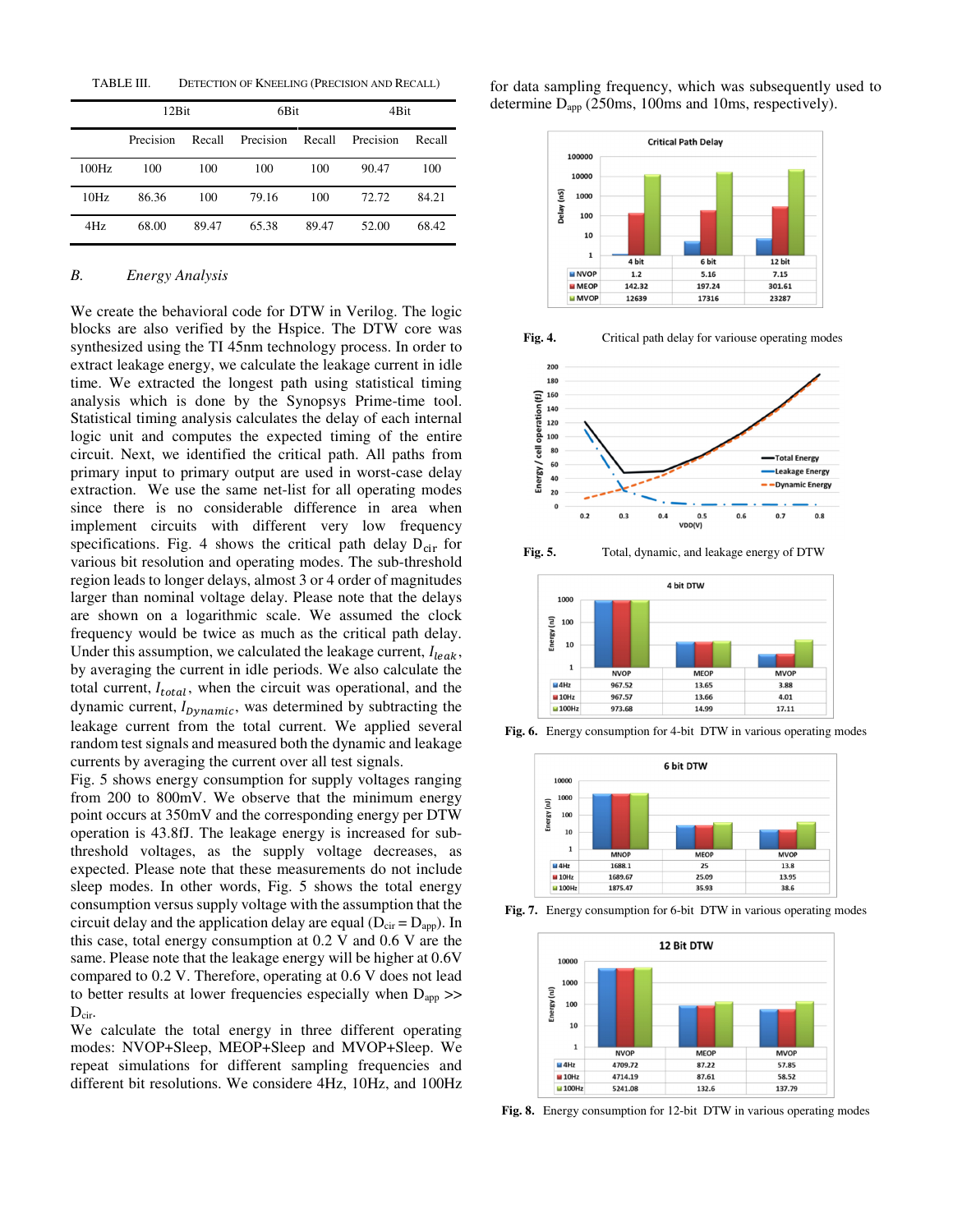TABLE III. DETECTION OF KNEELING (PRECISION AND RECALL)

| | 12Bit | | 6Bit | | 4Bit | |
|---|---|---|---|---|---|---|
| | Precision | Recall | Precision | Recall | Precision | Recall |
| 100Hz | 100 | 100 | 100 | 100 | 90.47 | 100 |
| 10Hz | 86.36 | 100 | 79.16 | 100 | 72.72 | 84.21 |
| 4Hz | 68.00 | 89.47 | 65.38 | 89.47 | 52.00 | 68.42 |

### B. *Energy Analysis*

We create the behavioral code for DTW in Verilog. The logic blocks are also verified by the Hspice. The DTW core was synthesized using the TI 45nm technology process. In order to extract leakage energy, we calculate the leakage current in idle time. We extracted the longest path using statistical timing analysis which is done by the Synopsys Prime-time tool. Statistical timing analysis calculates the delay of each internal logic unit and computes the expected timing of the entire circuit. Next, we identified the critical path. All paths from primary input to primary output are used in worst-case delay extraction. We use the same net-list for all operating modes since there is no considerable difference in area when implement circuits with different very low frequency specifications. Fig. 4 shows the critical path delay $D_{cir}$ for various bit resolution and operating modes. The sub-threshold region leads to longer delays, almost 3 or 4 order of magnitudes larger than nominal voltage delay. Please note that the delays are shown on a logarithmic scale. We assumed the clock frequency would be twice as much as the critical path delay. Under this assumption, we calculated the leakage current, $I_{leak}$, by averaging the current in idle periods. We also calculate the total current, $I_{total}$, when the circuit was operational, and the dynamic current, $I_{Dynamic}$, was determined by subtracting the leakage current from the total current. We applied several random test signals and measured both the dynamic and leakage currents by averaging the current over all test signals.

Fig. 5 shows energy consumption for supply voltages ranging from 200 to 800mV. We observe that the minimum energy point occurs at 350mV and the corresponding energy per DTW operation is 43.8fJ. The leakage energy is increased for sub-threshold voltages, as the supply voltage decreases, as expected. Please note that these measurements do not include sleep modes. In other words, Fig. 5 shows the total energy consumption versus supply voltage with the assumption that the circuit delay and the application delay are equal ($D_{cir} = D_{app}$). In this case, total energy consumption at 0.2 V and 0.6 V are the same. Please note that the leakage energy will be higher at 0.6V compared to 0.2 V. Therefore, operating at 0.6 V does not lead to better results at lower frequencies especially when $D_{app} >> D_{cir}$.

We calculate the total energy in three different operating modes: NVOP+Sleep, MEOP+Sleep and MVOP+Sleep. We repeat simulations for different sampling frequencies and different bit resolutions. We considere 4Hz, 10Hz, and 100Hz for data sampling frequency, which was subsequently used to determine $D_{app}$ (250ms, 100ms and 10ms, respectively).

| Critical Path Delay (nS) | 4 bit | 6 bit | 12 bit |
|---|---|---|---|
| NVOP | 1.2 | 5.16 | 7.15 |
| MEOP | 142.32 | 197.24 | 301.61 |
| MVOP | 12639 | 17316 | 23287 |

**Fig. 4.** Critical path delay for variouse operating modes

**Fig. 5.** Total, dynamic, and leakage energy of DTW

| 4 bit DTW Energy (nJ) | NVOP | MEOP | MVOP |
|---|---|---|---|
| 4Hz | 967.52 | 13.65 | 3.88 |
| 10Hz | 967.57 | 13.66 | 4.01 |
| 100Hz | 973.68 | 14.99 | 17.11 |

**Fig. 6.** Energy consumption for 4-bit DTW in various operating modes

| 6 bit DTW Energy (nJ) | MNOP | MEOP | MVOP |
|---|---|---|---|
| 4Hz | 1688.1 | 25 | 13.8 |
| 10Hz | 1689.67 | 25.09 | 13.95 |
| 100Hz | 1875.47 | 35.93 | 38.6 |

**Fig. 7.** Energy consumption for 6-bit DTW in various operating modes

| 12 Bit DTW Energy (nJ) | NVOP | MEOP | MVOP |
|---|---|---|---|
| 4Hz | 4709.72 | 87.22 | 57.85 |
| 10Hz | 4714.19 | 87.61 | 58.52 |
| 100Hz | 5241.08 | 132.6 | 137.79 |

**Fig. 8.** Energy consumption for 12-bit DTW in various operating modes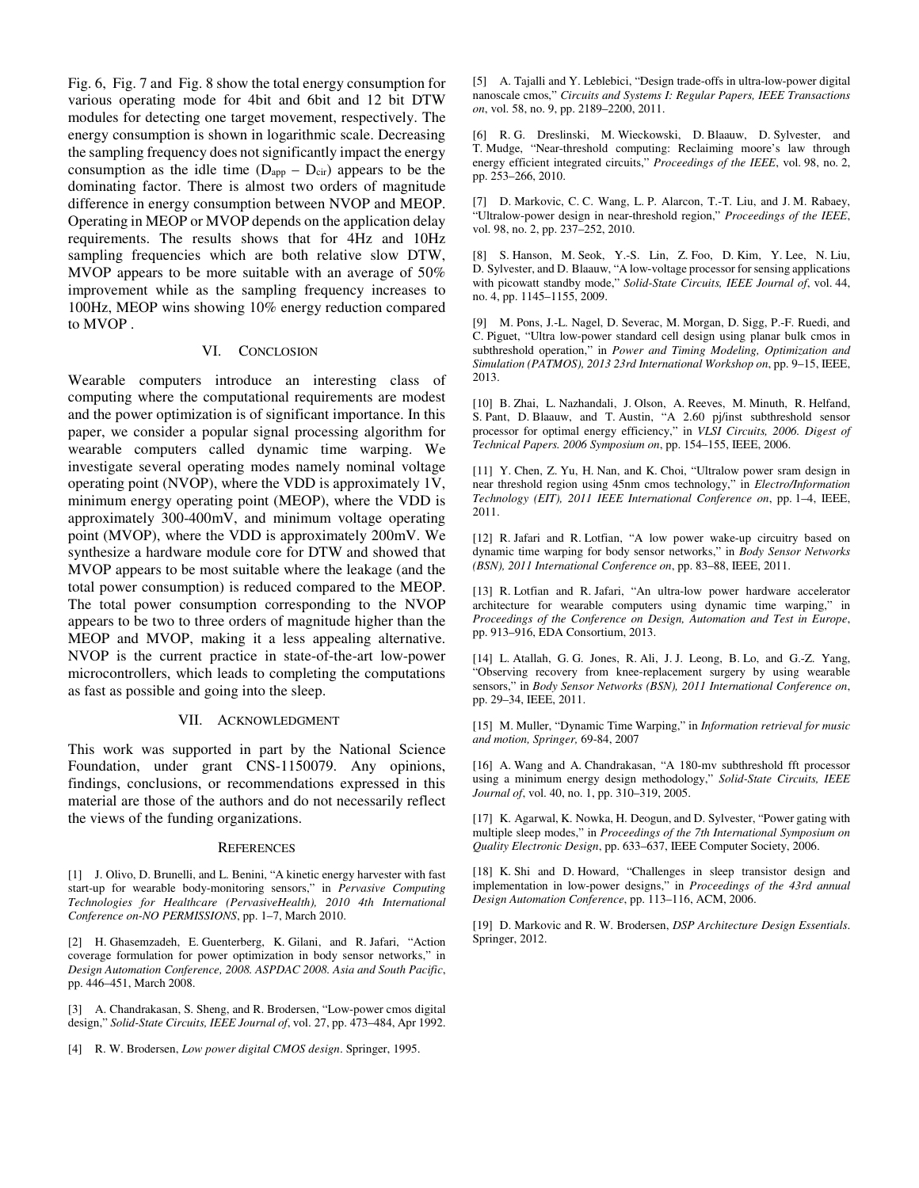Fig. 6, Fig. 7 and Fig. 8 show the total energy consumption for various operating mode for 4bit and 6bit and 12 bit DTW modules for detecting one target movement, respectively. The energy consumption is shown in logarithmic scale. Decreasing the sampling frequency does not significantly impact the energy consumption as the idle time ($D_{app} - D_{cir}$) appears to be the dominating factor. There is almost two orders of magnitude difference in energy consumption between NVOP and MEOP. Operating in MEOP or MVOP depends on the application delay requirements. The results shows that for 4Hz and 10Hz sampling frequencies which are both relative slow DTW, MVOP appears to be more suitable with an average of 50% improvement while as the sampling frequency increases to 100Hz, MEOP wins showing 10% energy reduction compared to MVOP .

## VI. Conclosion

Wearable computers introduce an interesting class of computing where the computational requirements are modest and the power optimization is of significant importance. In this paper, we consider a popular signal processing algorithm for wearable computers called dynamic time warping. We investigate several operating modes namely nominal voltage operating point (NVOP), where the VDD is approximately 1V, minimum energy operating point (MEOP), where the VDD is approximately 300-400mV, and minimum voltage operating point (MVOP), where the VDD is approximately 200mV. We synthesize a hardware module core for DTW and showed that MVOP appears to be most suitable where the leakage (and the total power consumption) is reduced compared to the MEOP. The total power consumption corresponding to the NVOP appears to be two to three orders of magnitude higher than the MEOP and MVOP, making it a less appealing alternative. NVOP is the current practice in state-of-the-art low-power microcontrollers, which leads to completing the computations as fast as possible and going into the sleep.

## VII. Acknowledgment

This work was supported in part by the National Science Foundation, under grant CNS-1150079. Any opinions, findings, conclusions, or recommendations expressed in this material are those of the authors and do not necessarily reflect the views of the funding organizations.

## References

[1] J. Olivo, D. Brunelli, and L. Benini, "A kinetic energy harvester with fast start-up for wearable body-monitoring sensors," in *Pervasive Computing Technologies for Healthcare (PervasiveHealth), 2010 4th International Conference on-NO PERMISSIONS*, pp. 1–7, March 2010.

[2] H. Ghasemzadeh, E. Guenterberg, K. Gilani, and R. Jafari, "Action coverage formulation for power optimization in body sensor networks," in *Design Automation Conference, 2008. ASPDAC 2008. Asia and South Pacific*, pp. 446–451, March 2008.

[3] A. Chandrakasan, S. Sheng, and R. Brodersen, "Low-power cmos digital design," *Solid-State Circuits, IEEE Journal of*, vol. 27, pp. 473–484, Apr 1992.

[4] R. W. Brodersen, *Low power digital CMOS design*. Springer, 1995.

[5] A. Tajalli and Y. Leblebici, "Design trade-offs in ultra-low-power digital nanoscale cmos," *Circuits and Systems I: Regular Papers, IEEE Transactions on*, vol. 58, no. 9, pp. 2189–2200, 2011.

[6] R. G. Dreslinski, M. Wieckowski, D. Blaauw, D. Sylvester, and T. Mudge, "Near-threshold computing: Reclaiming moore's law through energy efficient integrated circuits," *Proceedings of the IEEE*, vol. 98, no. 2, pp. 253–266, 2010.

[7] D. Markovic, C. C. Wang, L. P. Alarcon, T.-T. Liu, and J. M. Rabaey, "Ultralow-power design in near-threshold region," *Proceedings of the IEEE*, vol. 98, no. 2, pp. 237–252, 2010.

[8] S. Hanson, M. Seok, Y.-S. Lin, Z. Foo, D. Kim, Y. Lee, N. Liu, D. Sylvester, and D. Blaauw, "A low-voltage processor for sensing applications with picowatt standby mode," *Solid-State Circuits, IEEE Journal of*, vol. 44, no. 4, pp. 1145–1155, 2009.

[9] M. Pons, J.-L. Nagel, D. Severac, M. Morgan, D. Sigg, P.-F. Ruedi, and C. Piguet, "Ultra low-power standard cell design using planar bulk cmos in subthreshold operation," in *Power and Timing Modeling, Optimization and Simulation (PATMOS), 2013 23rd International Workshop on*, pp. 9–15, IEEE, 2013.

[10] B. Zhai, L. Nazhandali, J. Olson, A. Reeves, M. Minuth, R. Helfand, S. Pant, D. Blaauw, and T. Austin, "A 2.60 pj/inst subthreshold sensor processor for optimal energy efficiency," in *VLSI Circuits, 2006. Digest of Technical Papers. 2006 Symposium on*, pp. 154–155, IEEE, 2006.

[11] Y. Chen, Z. Yu, H. Nan, and K. Choi, "Ultralow power sram design in near threshold region using 45nm cmos technology," in *Electro/Information Technology (EIT), 2011 IEEE International Conference on*, pp. 1–4, IEEE, 2011.

[12] R. Jafari and R. Lotfian, "A low power wake-up circuitry based on dynamic time warping for body sensor networks," in *Body Sensor Networks (BSN), 2011 International Conference on*, pp. 83–88, IEEE, 2011.

[13] R. Lotfian and R. Jafari, "An ultra-low power hardware accelerator architecture for wearable computers using dynamic time warping," in *Proceedings of the Conference on Design, Automation and Test in Europe*, pp. 913–916, EDA Consortium, 2013.

[14] L. Atallah, G. G. Jones, R. Ali, J. J. Leong, B. Lo, and G.-Z. Yang, "Observing recovery from knee-replacement surgery by using wearable sensors," in *Body Sensor Networks (BSN), 2011 International Conference on*, pp. 29–34, IEEE, 2011.

[15] M. Muller, "Dynamic Time Warping," in *Information retrieval for music and motion, Springer,* 69-84, 2007

[16] A. Wang and A. Chandrakasan, "A 180-mv subthreshold fft processor using a minimum energy design methodology," *Solid-State Circuits, IEEE Journal of*, vol. 40, no. 1, pp. 310–319, 2005.

[17] K. Agarwal, K. Nowka, H. Deogun, and D. Sylvester, "Power gating with multiple sleep modes," in *Proceedings of the 7th International Symposium on Quality Electronic Design*, pp. 633–637, IEEE Computer Society, 2006.

[18] K. Shi and D. Howard, "Challenges in sleep transistor design and implementation in low-power designs," in *Proceedings of the 43rd annual Design Automation Conference*, pp. 113–116, ACM, 2006.

[19] D. Markovic and R. W. Brodersen, *DSP Architecture Design Essentials*. Springer, 2012.